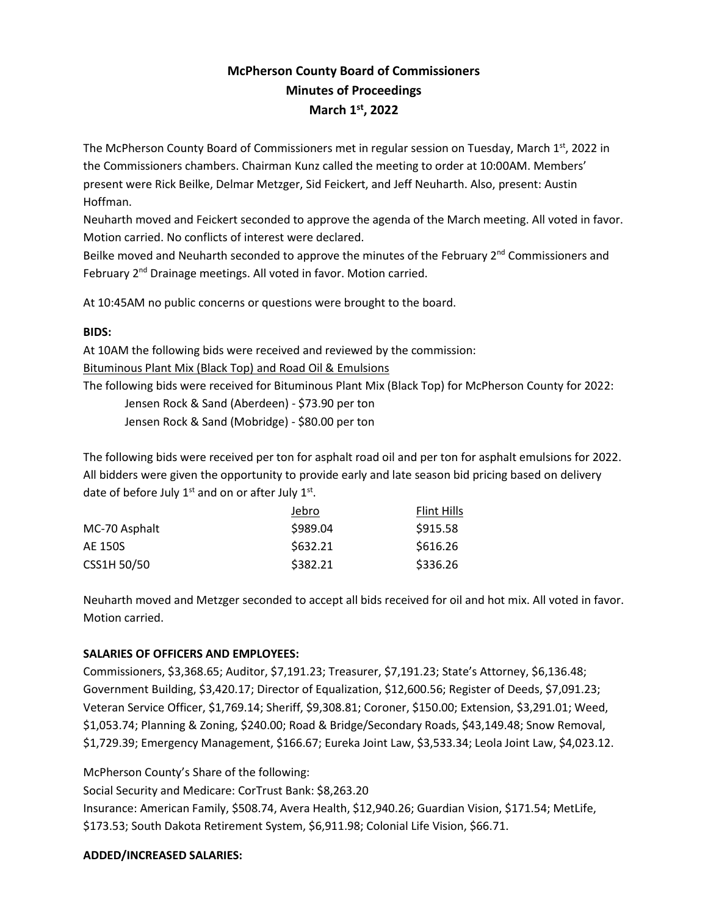# McPherson County Board of Commissioners
## Minutes of Proceedings
## March 1st, 2022

The McPherson County Board of Commissioners met in regular session on Tuesday, March 1st, 2022 in the Commissioners chambers. Chairman Kunz called the meeting to order at 10:00AM. Members' present were Rick Beilke, Delmar Metzger, Sid Feickert, and Jeff Neuharth. Also, present: Austin Hoffman.

Neuharth moved and Feickert seconded to approve the agenda of the March meeting. All voted in favor. Motion carried. No conflicts of interest were declared.

Beilke moved and Neuharth seconded to approve the minutes of the February 2nd Commissioners and February 2nd Drainage meetings. All voted in favor. Motion carried.

At 10:45AM no public concerns or questions were brought to the board.

**BIDS:**

At 10AM the following bids were received and reviewed by the commission:

Bituminous Plant Mix (Black Top) and Road Oil & Emulsions

The following bids were received for Bituminous Plant Mix (Black Top) for McPherson County for 2022:

- Jensen Rock & Sand (Aberdeen) - $73.90 per ton
- Jensen Rock & Sand (Mobridge) - $80.00 per ton

The following bids were received per ton for asphalt road oil and per ton for asphalt emulsions for 2022. All bidders were given the opportunity to provide early and late season bid pricing based on delivery date of before July 1st and on or after July 1st.

| | Jebro | Flint Hills |
|---|---|---|
| MC-70 Asphalt | $989.04 | $915.58 |
| AE 150S | $632.21 | $616.26 |
| CSS1H 50/50 | $382.21 | $336.26 |

Neuharth moved and Metzger seconded to accept all bids received for oil and hot mix. All voted in favor. Motion carried.

**SALARIES OF OFFICERS AND EMPLOYEES:**

Commissioners, $3,368.65; Auditor, $7,191.23; Treasurer, $7,191.23; State's Attorney, $6,136.48; Government Building, $3,420.17; Director of Equalization, $12,600.56; Register of Deeds, $7,091.23; Veteran Service Officer, $1,769.14; Sheriff, $9,308.81; Coroner, $150.00; Extension, $3,291.01; Weed, $1,053.74; Planning & Zoning, $240.00; Road & Bridge/Secondary Roads, $43,149.48; Snow Removal, $1,729.39; Emergency Management, $166.67; Eureka Joint Law, $3,533.34; Leola Joint Law, $4,023.12.

McPherson County's Share of the following:

Social Security and Medicare: CorTrust Bank: $8,263.20

Insurance: American Family, $508.74, Avera Health, $12,940.26; Guardian Vision, $171.54; MetLife, $173.53; South Dakota Retirement System, $6,911.98; Colonial Life Vision, $66.71.

**ADDED/INCREASED SALARIES:**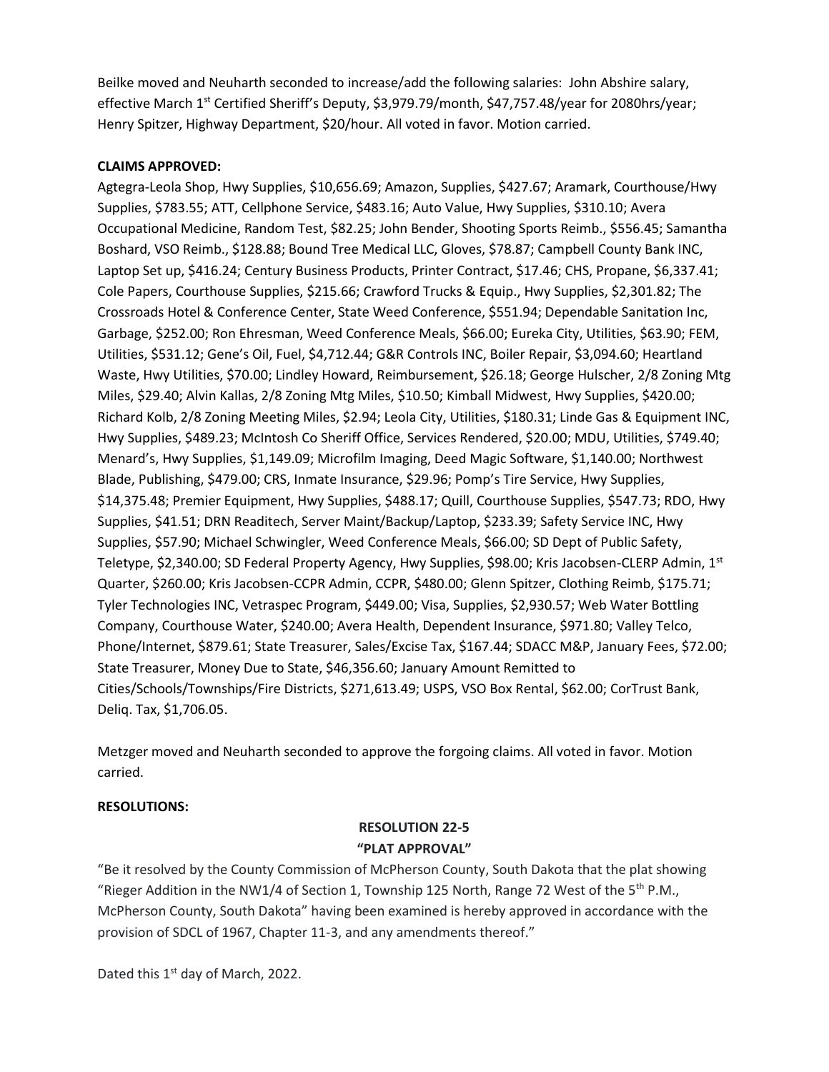Beilke moved and Neuharth seconded to increase/add the following salaries: John Abshire salary, effective March 1st Certified Sheriff's Deputy, $3,979.79/month, $47,757.48/year for 2080hrs/year; Henry Spitzer, Highway Department, $20/hour. All voted in favor. Motion carried.

**CLAIMS APPROVED:**

Agtegra-Leola Shop, Hwy Supplies, $10,656.69; Amazon, Supplies, $427.67; Aramark, Courthouse/Hwy Supplies, $783.55; ATT, Cellphone Service, $483.16; Auto Value, Hwy Supplies, $310.10; Avera Occupational Medicine, Random Test, $82.25; John Bender, Shooting Sports Reimb., $556.45; Samantha Boshard, VSO Reimb., $128.88; Bound Tree Medical LLC, Gloves, $78.87; Campbell County Bank INC, Laptop Set up, $416.24; Century Business Products, Printer Contract, $17.46; CHS, Propane, $6,337.41; Cole Papers, Courthouse Supplies, $215.66; Crawford Trucks & Equip., Hwy Supplies, $2,301.82; The Crossroads Hotel & Conference Center, State Weed Conference, $551.94; Dependable Sanitation Inc, Garbage, $252.00; Ron Ehresman, Weed Conference Meals, $66.00; Eureka City, Utilities, $63.90; FEM, Utilities, $531.12; Gene's Oil, Fuel, $4,712.44; G&R Controls INC, Boiler Repair, $3,094.60; Heartland Waste, Hwy Utilities, $70.00; Lindley Howard, Reimbursement, $26.18; George Hulscher, 2/8 Zoning Mtg Miles, $29.40; Alvin Kallas, 2/8 Zoning Mtg Miles, $10.50; Kimball Midwest, Hwy Supplies, $420.00; Richard Kolb, 2/8 Zoning Meeting Miles, $2.94; Leola City, Utilities, $180.31; Linde Gas & Equipment INC, Hwy Supplies, $489.23; McIntosh Co Sheriff Office, Services Rendered, $20.00; MDU, Utilities, $749.40; Menard's, Hwy Supplies, $1,149.09; Microfilm Imaging, Deed Magic Software, $1,140.00; Northwest Blade, Publishing, $479.00; CRS, Inmate Insurance, $29.96; Pomp's Tire Service, Hwy Supplies, $14,375.48; Premier Equipment, Hwy Supplies, $488.17; Quill, Courthouse Supplies, $547.73; RDO, Hwy Supplies, $41.51; DRN Readitech, Server Maint/Backup/Laptop, $233.39; Safety Service INC, Hwy Supplies, $57.90; Michael Schwingler, Weed Conference Meals, $66.00; SD Dept of Public Safety, Teletype, $2,340.00; SD Federal Property Agency, Hwy Supplies, $98.00; Kris Jacobsen-CLERP Admin, 1st Quarter, $260.00; Kris Jacobsen-CCPR Admin, CCPR, $480.00; Glenn Spitzer, Clothing Reimb, $175.71; Tyler Technologies INC, Vetraspec Program, $449.00; Visa, Supplies, $2,930.57; Web Water Bottling Company, Courthouse Water, $240.00; Avera Health, Dependent Insurance, $971.80; Valley Telco, Phone/Internet, $879.61; State Treasurer, Sales/Excise Tax, $167.44; SDACC M&P, January Fees, $72.00; State Treasurer, Money Due to State, $46,356.60; January Amount Remitted to Cities/Schools/Townships/Fire Districts, $271,613.49; USPS, VSO Box Rental, $62.00; CorTrust Bank, Deliq. Tax, $1,706.05.

Metzger moved and Neuharth seconded to approve the forgoing claims. All voted in favor. Motion carried.

**RESOLUTIONS:**

**RESOLUTION 22-5**
**"PLAT APPROVAL"**

"Be it resolved by the County Commission of McPherson County, South Dakota that the plat showing "Rieger Addition in the NW1/4 of Section 1, Township 125 North, Range 72 West of the 5th P.M., McPherson County, South Dakota" having been examined is hereby approved in accordance with the provision of SDCL of 1967, Chapter 11-3, and any amendments thereof."

Dated this 1st day of March, 2022.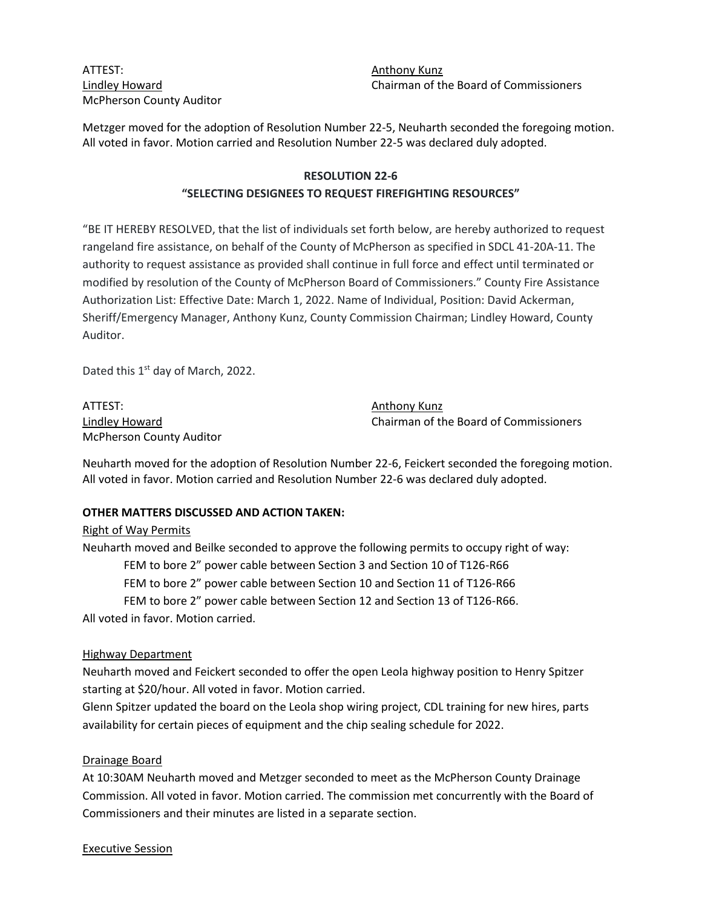ATTEST: Anthony Kunz
Lindley Howard Chairman of the Board of Commissioners
McPherson County Auditor

Metzger moved for the adoption of Resolution Number 22-5, Neuharth seconded the foregoing motion. All voted in favor. Motion carried and Resolution Number 22-5 was declared duly adopted.

**RESOLUTION 22-6**
**"SELECTING DESIGNEES TO REQUEST FIREFIGHTING RESOURCES"**

"BE IT HEREBY RESOLVED, that the list of individuals set forth below, are hereby authorized to request rangeland fire assistance, on behalf of the County of McPherson as specified in SDCL 41-20A-11. The authority to request assistance as provided shall continue in full force and effect until terminated or modified by resolution of the County of McPherson Board of Commissioners." County Fire Assistance Authorization List: Effective Date: March 1, 2022. Name of Individual, Position: David Ackerman, Sheriff/Emergency Manager, Anthony Kunz, County Commission Chairman; Lindley Howard, County Auditor.

Dated this 1st day of March, 2022.

ATTEST: Anthony Kunz
Lindley Howard Chairman of the Board of Commissioners
McPherson County Auditor

Neuharth moved for the adoption of Resolution Number 22-6, Feickert seconded the foregoing motion. All voted in favor. Motion carried and Resolution Number 22-6 was declared duly adopted.

**OTHER MATTERS DISCUSSED AND ACTION TAKEN:**

Right of Way Permits

Neuharth moved and Beilke seconded to approve the following permits to occupy right of way:

FEM to bore 2" power cable between Section 3 and Section 10 of T126-R66
FEM to bore 2" power cable between Section 10 and Section 11 of T126-R66
FEM to bore 2" power cable between Section 12 and Section 13 of T126-R66.

All voted in favor. Motion carried.

Highway Department

Neuharth moved and Feickert seconded to offer the open Leola highway position to Henry Spitzer starting at $20/hour. All voted in favor. Motion carried.
Glenn Spitzer updated the board on the Leola shop wiring project, CDL training for new hires, parts availability for certain pieces of equipment and the chip sealing schedule for 2022.

Drainage Board

At 10:30AM Neuharth moved and Metzger seconded to meet as the McPherson County Drainage Commission. All voted in favor. Motion carried. The commission met concurrently with the Board of Commissioners and their minutes are listed in a separate section.

Executive Session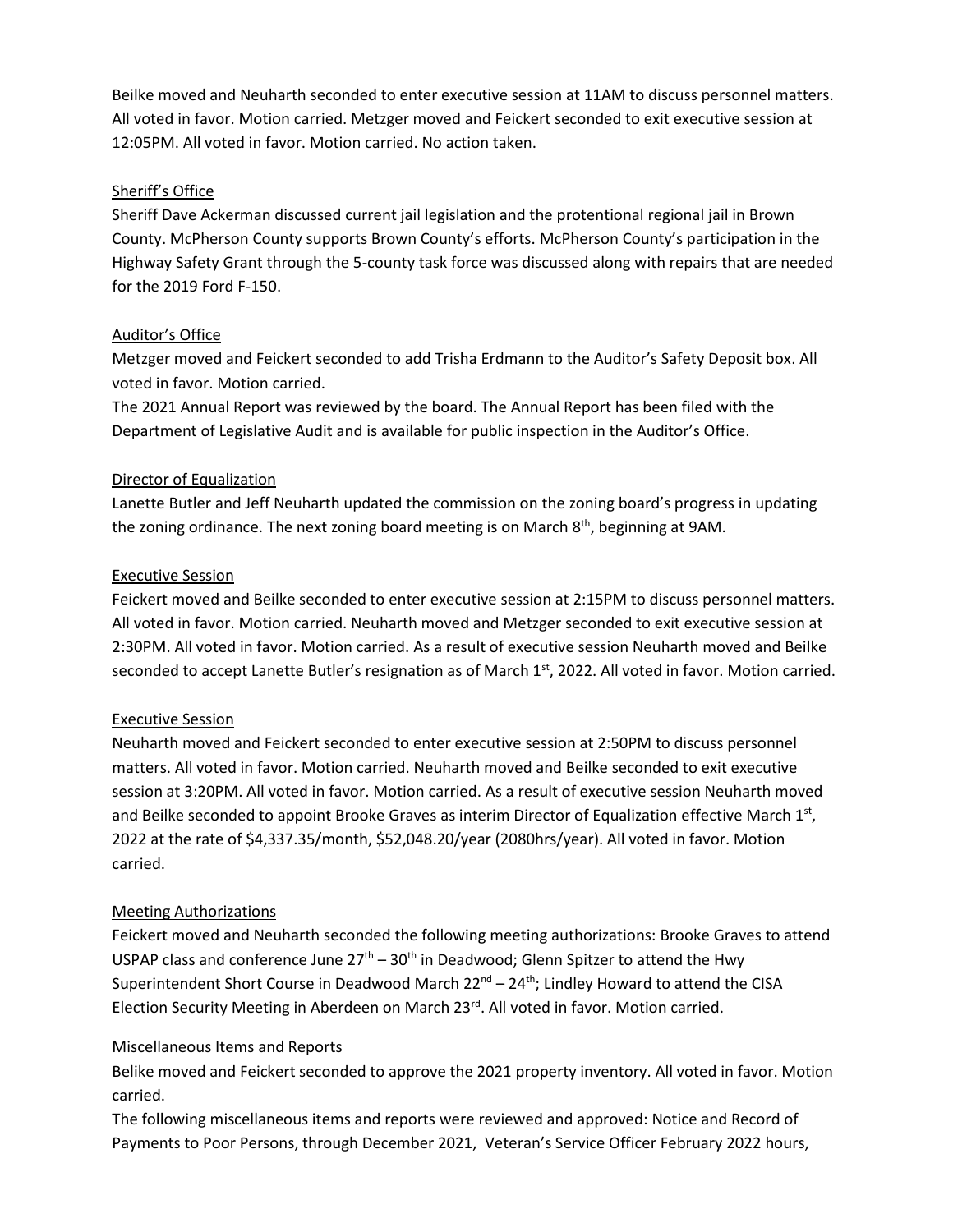Beilke moved and Neuharth seconded to enter executive session at 11AM to discuss personnel matters. All voted in favor. Motion carried. Metzger moved and Feickert seconded to exit executive session at 12:05PM. All voted in favor. Motion carried. No action taken.

## Sheriff's Office

Sheriff Dave Ackerman discussed current jail legislation and the protentional regional jail in Brown County. McPherson County supports Brown County's efforts. McPherson County's participation in the Highway Safety Grant through the 5-county task force was discussed along with repairs that are needed for the 2019 Ford F-150.

## Auditor's Office

Metzger moved and Feickert seconded to add Trisha Erdmann to the Auditor's Safety Deposit box. All voted in favor. Motion carried.

The 2021 Annual Report was reviewed by the board. The Annual Report has been filed with the Department of Legislative Audit and is available for public inspection in the Auditor's Office.

## Director of Equalization

Lanette Butler and Jeff Neuharth updated the commission on the zoning board's progress in updating the zoning ordinance. The next zoning board meeting is on March 8th, beginning at 9AM.

## Executive Session

Feickert moved and Beilke seconded to enter executive session at 2:15PM to discuss personnel matters. All voted in favor. Motion carried. Neuharth moved and Metzger seconded to exit executive session at 2:30PM. All voted in favor. Motion carried. As a result of executive session Neuharth moved and Beilke seconded to accept Lanette Butler's resignation as of March 1st, 2022. All voted in favor. Motion carried.

## Executive Session

Neuharth moved and Feickert seconded to enter executive session at 2:50PM to discuss personnel matters. All voted in favor. Motion carried. Neuharth moved and Beilke seconded to exit executive session at 3:20PM. All voted in favor. Motion carried. As a result of executive session Neuharth moved and Beilke seconded to appoint Brooke Graves as interim Director of Equalization effective March 1st, 2022 at the rate of $4,337.35/month, $52,048.20/year (2080hrs/year). All voted in favor. Motion carried.

## Meeting Authorizations

Feickert moved and Neuharth seconded the following meeting authorizations: Brooke Graves to attend USPAP class and conference June 27th – 30th in Deadwood; Glenn Spitzer to attend the Hwy Superintendent Short Course in Deadwood March 22nd – 24th; Lindley Howard to attend the CISA Election Security Meeting in Aberdeen on March 23rd. All voted in favor. Motion carried.

## Miscellaneous Items and Reports

Belike moved and Feickert seconded to approve the 2021 property inventory. All voted in favor. Motion carried.

The following miscellaneous items and reports were reviewed and approved: Notice and Record of Payments to Poor Persons, through December 2021, Veteran's Service Officer February 2022 hours,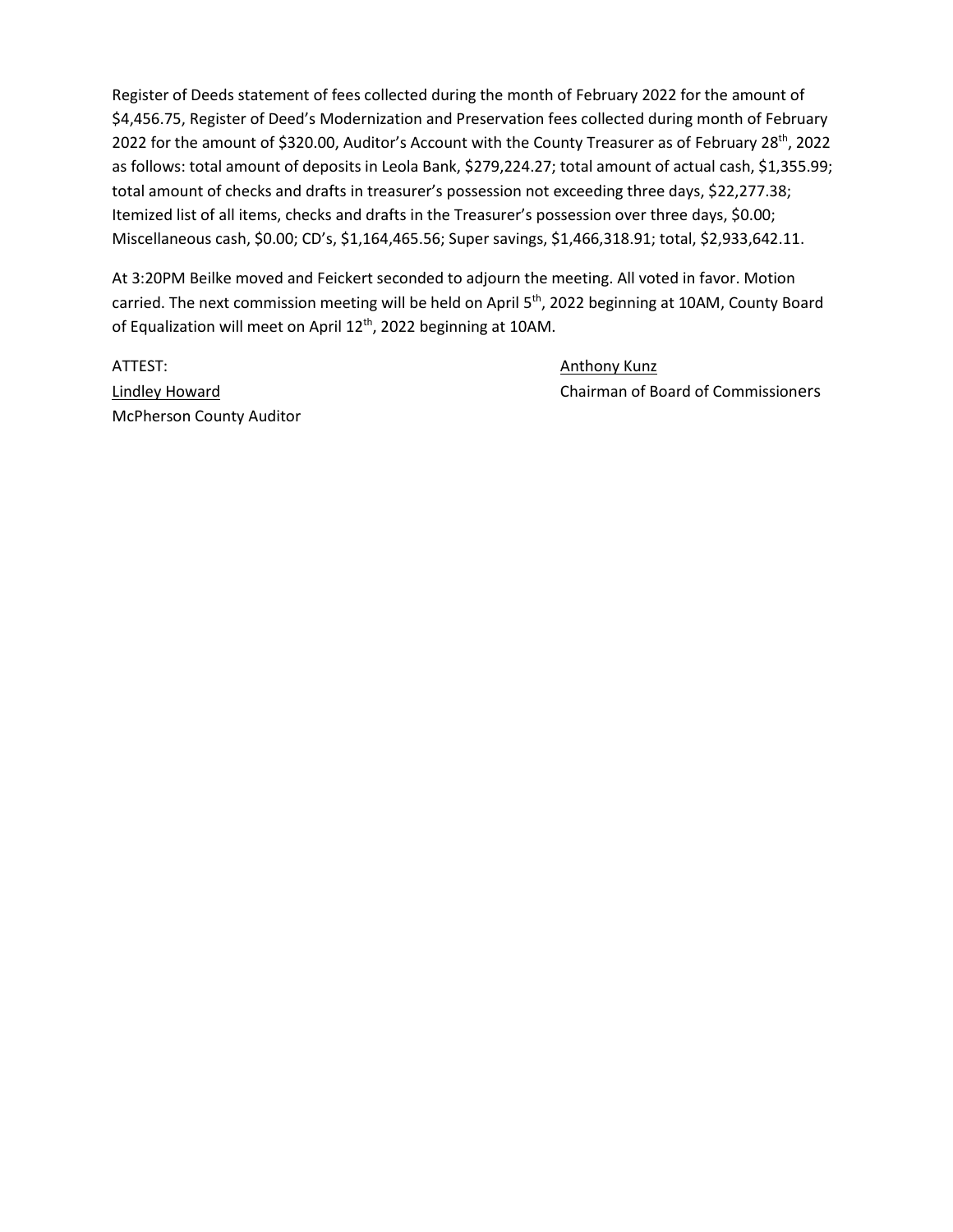Register of Deeds statement of fees collected during the month of February 2022 for the amount of $4,456.75, Register of Deed's Modernization and Preservation fees collected during month of February 2022 for the amount of $320.00, Auditor's Account with the County Treasurer as of February 28th, 2022 as follows: total amount of deposits in Leola Bank, $279,224.27; total amount of actual cash, $1,355.99; total amount of checks and drafts in treasurer's possession not exceeding three days, $22,277.38; Itemized list of all items, checks and drafts in the Treasurer's possession over three days, $0.00; Miscellaneous cash, $0.00; CD's, $1,164,465.56; Super savings, $1,466,318.91; total, $2,933,642.11.

At 3:20PM Beilke moved and Feickert seconded to adjourn the meeting. All voted in favor. Motion carried. The next commission meeting will be held on April 5th, 2022 beginning at 10AM, County Board of Equalization will meet on April 12th, 2022 beginning at 10AM.

ATTEST:

Lindley Howard
McPherson County Auditor

Anthony Kunz
Chairman of Board of Commissioners